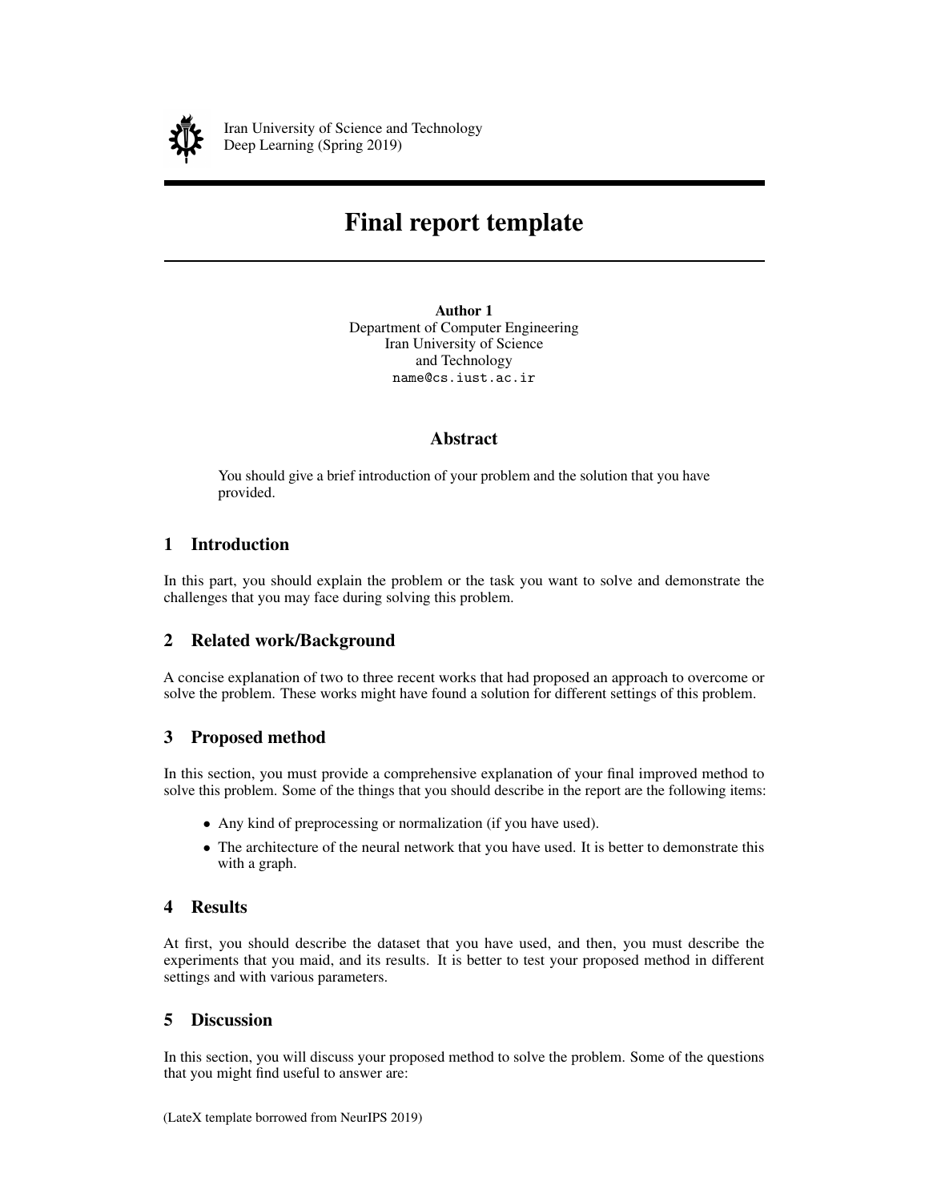Iran University of Science and Technology
Deep Learning (Spring 2019)

# Final report template

**Author 1**
Department of Computer Engineering
Iran University of Science
and Technology
`name@cs.iust.ac.ir`

## Abstract

You should give a brief introduction of your problem and the solution that you have provided.

## 1 Introduction

In this part, you should explain the problem or the task you want to solve and demonstrate the challenges that you may face during solving this problem.

## 2 Related work/Background

A concise explanation of two to three recent works that had proposed an approach to overcome or solve the problem. These works might have found a solution for different settings of this problem.

## 3 Proposed method

In this section, you must provide a comprehensive explanation of your final improved method to solve this problem. Some of the things that you should describe in the report are the following items:

- Any kind of preprocessing or normalization (if you have used).
- The architecture of the neural network that you have used. It is better to demonstrate this with a graph.

## 4 Results

At first, you should describe the dataset that you have used, and then, you must describe the experiments that you maid, and its results. It is better to test your proposed method in different settings and with various parameters.

## 5 Discussion

In this section, you will discuss your proposed method to solve the problem. Some of the questions that you might find useful to answer are:

(LateX template borrowed from NeurIPS 2019)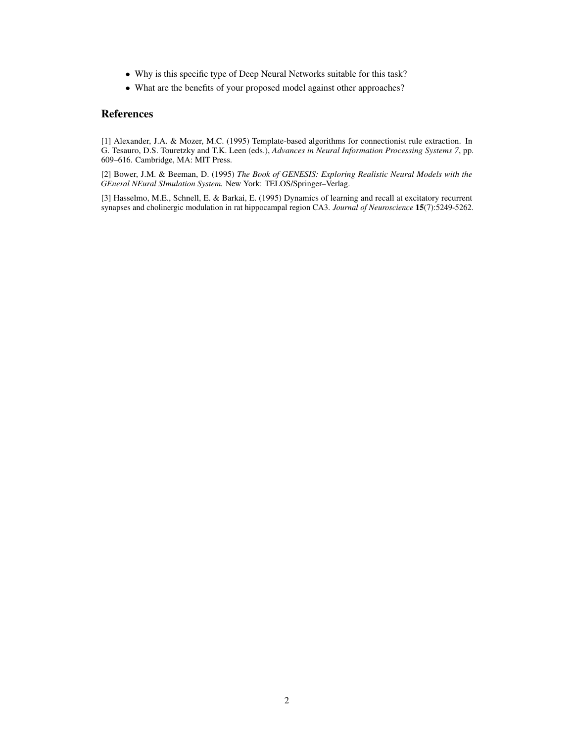- Why is this specific type of Deep Neural Networks suitable for this task?
- What are the benefits of your proposed model against other approaches?

## References

[1] Alexander, J.A. & Mozer, M.C. (1995) Template-based algorithms for connectionist rule extraction. In G. Tesauro, D.S. Touretzky and T.K. Leen (eds.), *Advances in Neural Information Processing Systems 7*, pp. 609–616. Cambridge, MA: MIT Press.

[2] Bower, J.M. & Beeman, D. (1995) *The Book of GENESIS: Exploring Realistic Neural Models with the GEneral NEural SImulation System.* New York: TELOS/Springer–Verlag.

[3] Hasselmo, M.E., Schnell, E. & Barkai, E. (1995) Dynamics of learning and recall at excitatory recurrent synapses and cholinergic modulation in rat hippocampal region CA3. *Journal of Neuroscience* **15**(7):5249-5262.